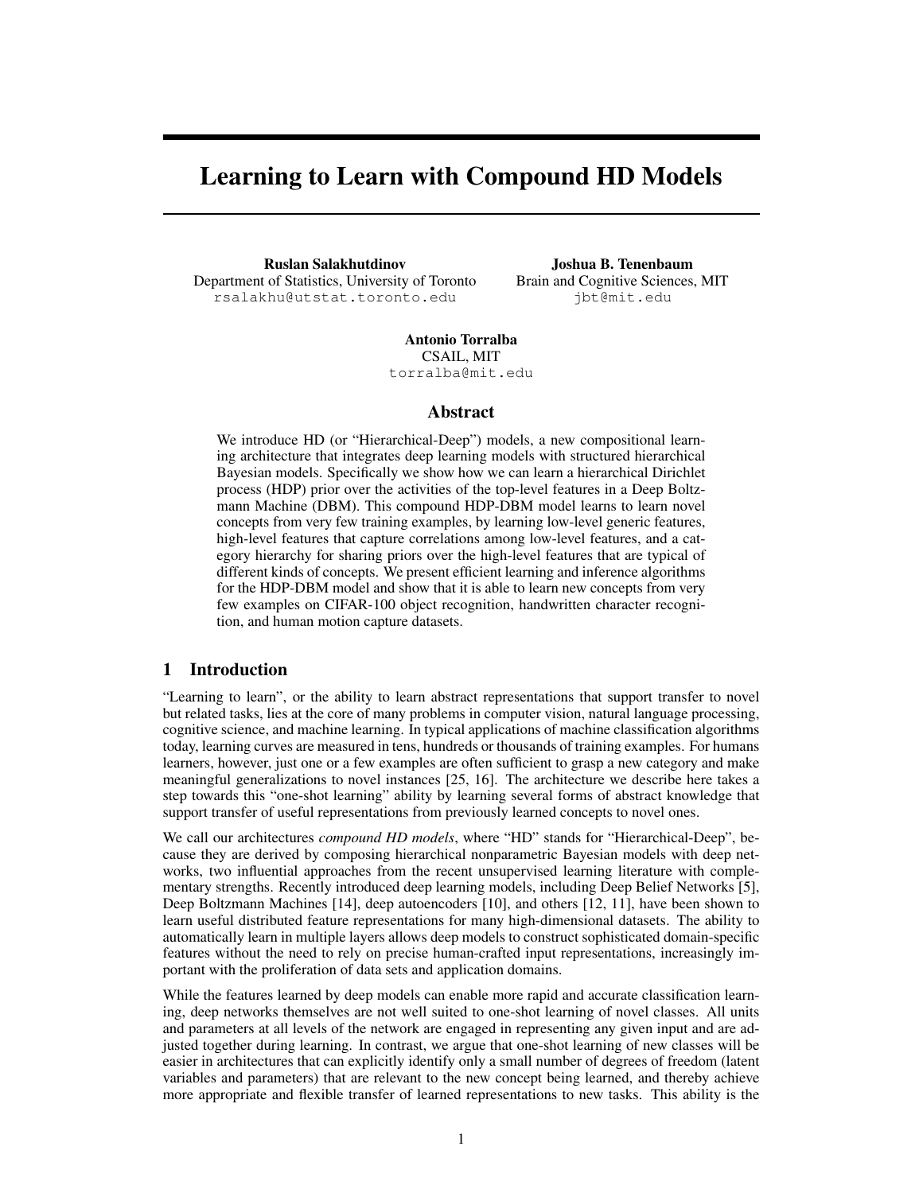# Learning to Learn with Compound HD Models

**Ruslan Salakhutdinov**
Department of Statistics, University of Toronto
rsalakhu@utstat.toronto.edu

**Joshua B. Tenenbaum**
Brain and Cognitive Sciences, MIT
jbt@mit.edu

**Antonio Torralba**
CSAIL, MIT
torralba@mit.edu

## Abstract

We introduce HD (or "Hierarchical-Deep") models, a new compositional learning architecture that integrates deep learning models with structured hierarchical Bayesian models. Specifically we show how we can learn a hierarchical Dirichlet process (HDP) prior over the activities of the top-level features in a Deep Boltzmann Machine (DBM). This compound HDP-DBM model learns to learn novel concepts from very few training examples, by learning low-level generic features, high-level features that capture correlations among low-level features, and a category hierarchy for sharing priors over the high-level features that are typical of different kinds of concepts. We present efficient learning and inference algorithms for the HDP-DBM model and show that it is able to learn new concepts from very few examples on CIFAR-100 object recognition, handwritten character recognition, and human motion capture datasets.

## 1 Introduction

"Learning to learn", or the ability to learn abstract representations that support transfer to novel but related tasks, lies at the core of many problems in computer vision, natural language processing, cognitive science, and machine learning. In typical applications of machine classification algorithms today, learning curves are measured in tens, hundreds or thousands of training examples. For humans learners, however, just one or a few examples are often sufficient to grasp a new category and make meaningful generalizations to novel instances [25, 16]. The architecture we describe here takes a step towards this "one-shot learning" ability by learning several forms of abstract knowledge that support transfer of useful representations from previously learned concepts to novel ones.

We call our architectures *compound HD models*, where "HD" stands for "Hierarchical-Deep", because they are derived by composing hierarchical nonparametric Bayesian models with deep networks, two influential approaches from the recent unsupervised learning literature with complementary strengths. Recently introduced deep learning models, including Deep Belief Networks [5], Deep Boltzmann Machines [14], deep autoencoders [10], and others [12, 11], have been shown to learn useful distributed feature representations for many high-dimensional datasets. The ability to automatically learn in multiple layers allows deep models to construct sophisticated domain-specific features without the need to rely on precise human-crafted input representations, increasingly important with the proliferation of data sets and application domains.

While the features learned by deep models can enable more rapid and accurate classification learning, deep networks themselves are not well suited to one-shot learning of novel classes. All units and parameters at all levels of the network are engaged in representing any given input and are adjusted together during learning. In contrast, we argue that one-shot learning of new classes will be easier in architectures that can explicitly identify only a small number of degrees of freedom (latent variables and parameters) that are relevant to the new concept being learned, and thereby achieve more appropriate and flexible transfer of learned representations to new tasks. This ability is the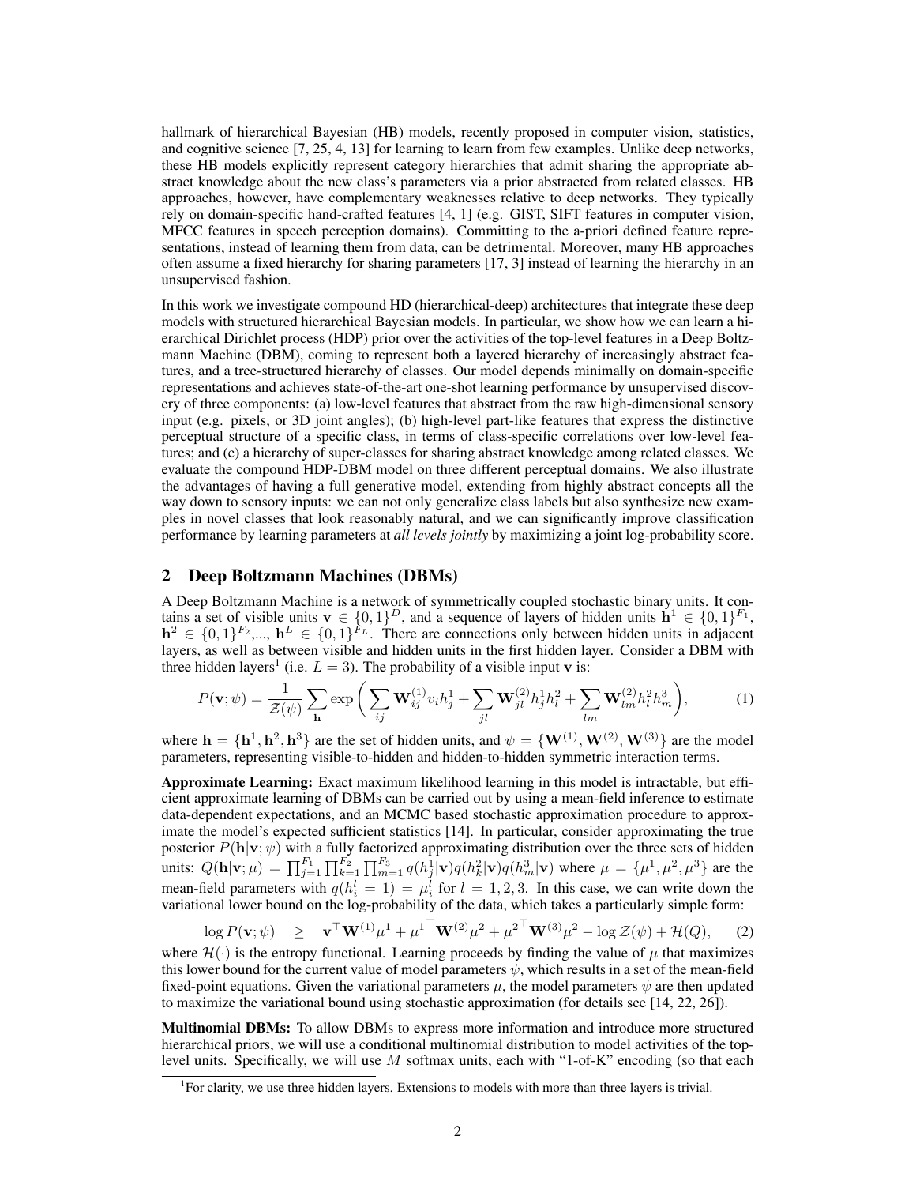hallmark of hierarchical Bayesian (HB) models, recently proposed in computer vision, statistics, and cognitive science [7, 25, 4, 13] for learning to learn from few examples. Unlike deep networks, these HB models explicitly represent category hierarchies that admit sharing the appropriate abstract knowledge about the new class's parameters via a prior abstracted from related classes. HB approaches, however, have complementary weaknesses relative to deep networks. They typically rely on domain-specific hand-crafted features [4, 1] (e.g. GIST, SIFT features in computer vision, MFCC features in speech perception domains). Committing to the a-priori defined feature representations, instead of learning them from data, can be detrimental. Moreover, many HB approaches often assume a fixed hierarchy for sharing parameters [17, 3] instead of learning the hierarchy in an unsupervised fashion.

In this work we investigate compound HD (hierarchical-deep) architectures that integrate these deep models with structured hierarchical Bayesian models. In particular, we show how we can learn a hierarchical Dirichlet process (HDP) prior over the activities of the top-level features in a Deep Boltzmann Machine (DBM), coming to represent both a layered hierarchy of increasingly abstract features, and a tree-structured hierarchy of classes. Our model depends minimally on domain-specific representations and achieves state-of-the-art one-shot learning performance by unsupervised discovery of three components: (a) low-level features that abstract from the raw high-dimensional sensory input (e.g. pixels, or 3D joint angles); (b) high-level part-like features that express the distinctive perceptual structure of a specific class, in terms of class-specific correlations over low-level features; and (c) a hierarchy of super-classes for sharing abstract knowledge among related classes. We evaluate the compound HDP-DBM model on three different perceptual domains. We also illustrate the advantages of having a full generative model, extending from highly abstract concepts all the way down to sensory inputs: we can not only generalize class labels but also synthesize new examples in novel classes that look reasonably natural, and we can significantly improve classification performance by learning parameters at *all levels jointly* by maximizing a joint log-probability score.

## 2 Deep Boltzmann Machines (DBMs)

A Deep Boltzmann Machine is a network of symmetrically coupled stochastic binary units. It contains a set of visible units $\mathbf{v} \in \{0,1\}^D$, and a sequence of layers of hidden units $\mathbf{h}^1 \in \{0,1\}^{F_1}$, $\mathbf{h}^2 \in \{0,1\}^{F_2}$,..., $\mathbf{h}^L \in \{0,1\}^{F_L}$. There are connections only between hidden units in adjacent layers, as well as between visible and hidden units in the first hidden layer. Consider a DBM with three hidden layers[1] (i.e. $L = 3$). The probability of a visible input $\mathbf{v}$ is:

$$P(\mathbf{v};\psi) = \frac{1}{\mathcal{Z}(\psi)} \sum_{\mathbf{h}} \exp\bigg( \sum_{ij} \mathbf{W}^{(1)}_{ij} v_i h^1_j + \sum_{jl} \mathbf{W}^{(2)}_{jl} h^1_j h^2_l + \sum_{lm} \mathbf{W}^{(2)}_{lm} h^2_l h^3_m \bigg), \tag{1}$$

where $\mathbf{h} = \{\mathbf{h}^1, \mathbf{h}^2, \mathbf{h}^3\}$ are the set of hidden units, and $\psi = \{\mathbf{W}^{(1)}, \mathbf{W}^{(2)}, \mathbf{W}^{(3)}\}$ are the model parameters, representing visible-to-hidden and hidden-to-hidden symmetric interaction terms.

**Approximate Learning:** Exact maximum likelihood learning in this model is intractable, but efficient approximate learning of DBMs can be carried out by using a mean-field inference to estimate data-dependent expectations, and an MCMC based stochastic approximation procedure to approximate the model's expected sufficient statistics [14]. In particular, consider approximating the true posterior $P(\mathbf{h}|\mathbf{v};\psi)$ with a fully factorized approximating distribution over the three sets of hidden units: $Q(\mathbf{h}|\mathbf{v};\mu) = \prod_{j=1}^{F_1} \prod_{k=1}^{F_2} \prod_{m=1}^{F_3} q(h^1_j|\mathbf{v}) q(h^2_k|\mathbf{v}) q(h^3_m|\mathbf{v})$ where $\mu = \{\mu^1, \mu^2, \mu^3\}$ are the mean-field parameters with $q(h^l_i = 1) = \mu^l_i$ for $l = 1, 2, 3$. In this case, we can write down the variational lower bound on the log-probability of the data, which takes a particularly simple form:

$$\log P(\mathbf{v};\psi) \quad \geq \quad \mathbf{v}^\top \mathbf{W}^{(1)} \mu^1 + {\mu^1}^\top \mathbf{W}^{(2)} \mu^2 + {\mu^2}^\top \mathbf{W}^{(3)} \mu^2 - \log \mathcal{Z}(\psi) + \mathcal{H}(Q), \tag{2}$$

where $\mathcal{H}(\cdot)$ is the entropy functional. Learning proceeds by finding the value of $\mu$ that maximizes this lower bound for the current value of model parameters $\psi$, which results in a set of the mean-field fixed-point equations. Given the variational parameters $\mu$, the model parameters $\psi$ are then updated to maximize the variational bound using stochastic approximation (for details see [14, 22, 26]).

**Multinomial DBMs:** To allow DBMs to express more information and introduce more structured hierarchical priors, we will use a conditional multinomial distribution to model activities of the top-level units. Specifically, we will use $M$ softmax units, each with "1-of-K" encoding (so that each

[1] For clarity, we use three hidden layers. Extensions to models with more than three layers is trivial.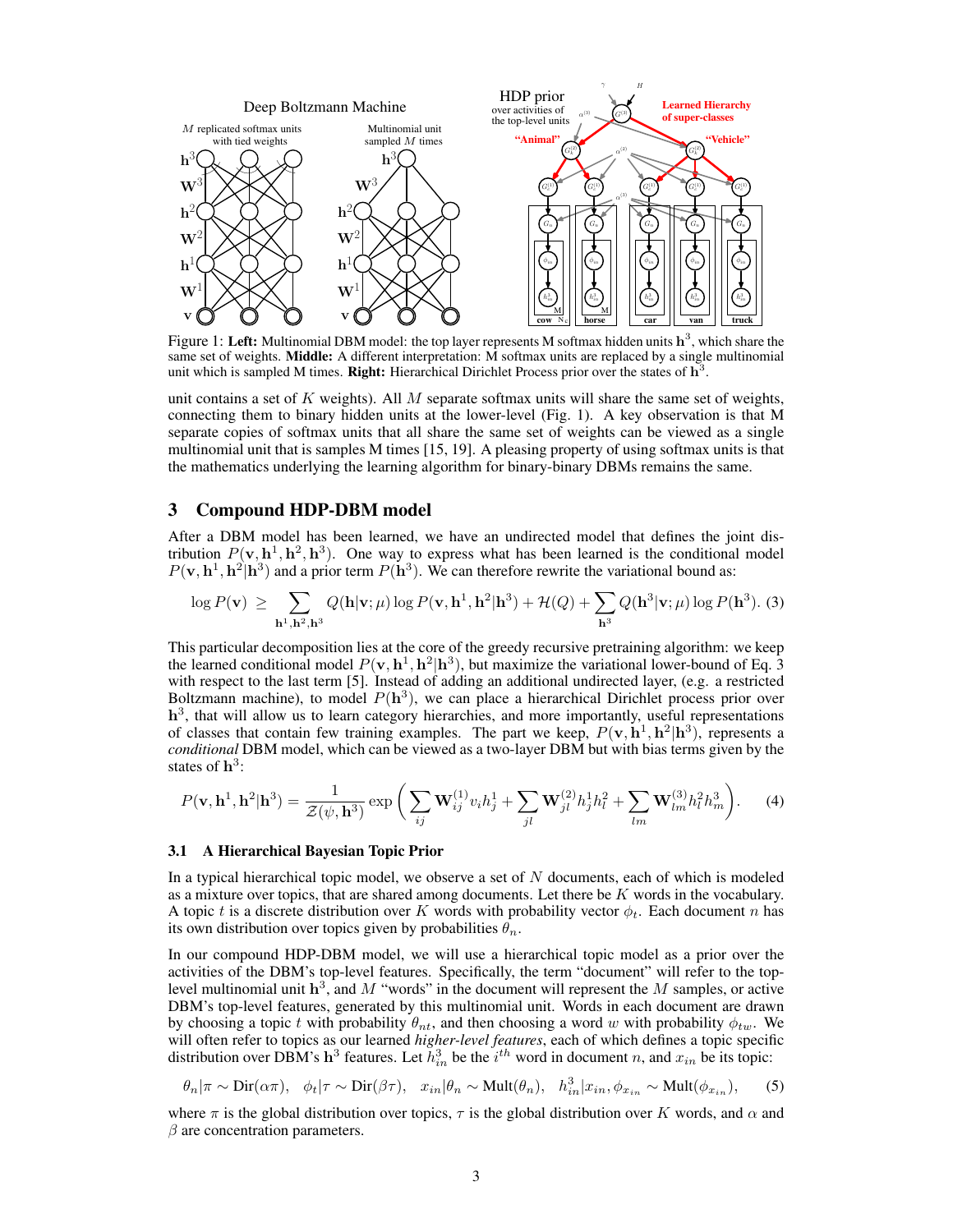Figure 1: **Left:** Multinomial DBM model: the top layer represents M softmax hidden units $\mathbf{h}^3$, which share the same set of weights. **Middle:** A different interpretation: M softmax units are replaced by a single multinomial unit which is sampled M times. **Right:** Hierarchical Dirichlet Process prior over the states of $\mathbf{h}^3$.

unit contains a set of $K$ weights). All $M$ separate softmax units will share the same set of weights, connecting them to binary hidden units at the lower-level (Fig. 1). A key observation is that M separate copies of softmax units that all share the same set of weights can be viewed as a single multinomial unit that is samples M times [15, 19]. A pleasing property of using softmax units is that the mathematics underlying the learning algorithm for binary-binary DBMs remains the same.

## 3 Compound HDP-DBM model

After a DBM model has been learned, we have an undirected model that defines the joint distribution $P(\mathbf{v}, \mathbf{h}^1, \mathbf{h}^2, \mathbf{h}^3)$. One way to express what has been learned is the conditional model $P(\mathbf{v}, \mathbf{h}^1, \mathbf{h}^2|\mathbf{h}^3)$ and a prior term $P(\mathbf{h}^3)$. We can therefore rewrite the variational bound as:

$$\log P(\mathbf{v}) \geq \sum_{\mathbf{h}^1, \mathbf{h}^2, \mathbf{h}^3} Q(\mathbf{h}|\mathbf{v};\mu) \log P(\mathbf{v}, \mathbf{h}^1, \mathbf{h}^2|\mathbf{h}^3) + \mathcal{H}(Q) + \sum_{\mathbf{h}^3} Q(\mathbf{h}^3|\mathbf{v};\mu) \log P(\mathbf{h}^3). \quad (3)$$

This particular decomposition lies at the core of the greedy recursive pretraining algorithm: we keep the learned conditional model $P(\mathbf{v}, \mathbf{h}^1, \mathbf{h}^2|\mathbf{h}^3)$, but maximize the variational lower-bound of Eq. 3 with respect to the last term [5]. Instead of adding an additional undirected layer, (e.g. a restricted Boltzmann machine), to model $P(\mathbf{h}^3)$, we can place a hierarchical Dirichlet process prior over $\mathbf{h}^3$, that will allow us to learn category hierarchies, and more importantly, useful representations of classes that contain few training examples. The part we keep, $P(\mathbf{v}, \mathbf{h}^1, \mathbf{h}^2|\mathbf{h}^3)$, represents a *conditional* DBM model, which can be viewed as a two-layer DBM but with bias terms given by the states of $\mathbf{h}^3$:

$$P(\mathbf{v}, \mathbf{h}^1, \mathbf{h}^2|\mathbf{h}^3) = \frac{1}{\mathcal{Z}(\psi, \mathbf{h}^3)} \exp\left( \sum_{ij} \mathbf{W}^{(1)}_{ij} v_i h^1_j + \sum_{jl} \mathbf{W}^{(2)}_{jl} h^1_j h^2_l + \sum_{lm} \mathbf{W}^{(3)}_{lm} h^2_l h^3_m \right). \quad (4)$$

### 3.1 A Hierarchical Bayesian Topic Prior

In a typical hierarchical topic model, we observe a set of $N$ documents, each of which is modeled as a mixture over topics, that are shared among documents. Let there be $K$ words in the vocabulary. A topic $t$ is a discrete distribution over $K$ words with probability vector $\phi_t$. Each document $n$ has its own distribution over topics given by probabilities $\theta_n$.

In our compound HDP-DBM model, we will use a hierarchical topic model as a prior over the activities of the DBM's top-level features. Specifically, the term "document" will refer to the top-level multinomial unit $\mathbf{h}^3$, and $M$ "words" in the document will represent the $M$ samples, or active DBM's top-level features, generated by this multinomial unit. Words in each document are drawn by choosing a topic $t$ with probability $\theta_{nt}$, and then choosing a word $w$ with probability $\phi_{tw}$. We will often refer to topics as our learned *higher-level features*, each of which defines a topic specific distribution over DBM's $\mathbf{h}^3$ features. Let $h^3_{in}$ be the $i^{th}$ word in document $n$, and $x_{in}$ be its topic:

$$\theta_n|\pi \sim \text{Dir}(\alpha\pi), \quad \phi_t|\tau \sim \text{Dir}(\beta\tau), \quad x_{in}|\theta_n \sim \text{Mult}(\theta_n), \quad h^3_{in}|x_{in}, \phi_{x_{in}} \sim \text{Mult}(\phi_{x_{in}}), \quad (5)$$

where $\pi$ is the global distribution over topics, $\tau$ is the global distribution over $K$ words, and $\alpha$ and $\beta$ are concentration parameters.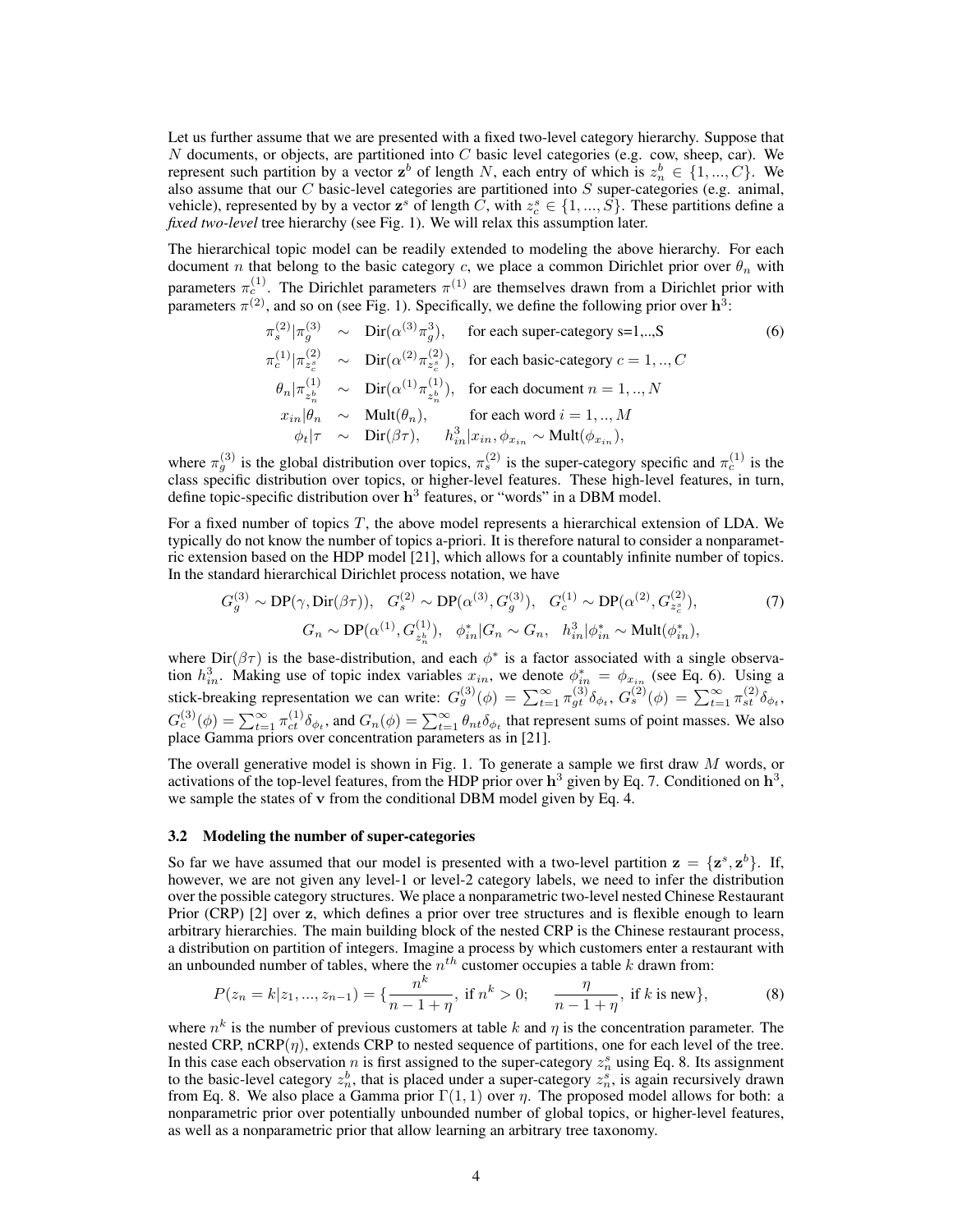Let us further assume that we are presented with a fixed two-level category hierarchy. Suppose that $N$ documents, or objects, are partitioned into $C$ basic level categories (e.g. cow, sheep, car). We represent such partition by a vector $\mathbf{z}^b$ of length $N$, each entry of which is $z_n^b \in \{1, ..., C\}$. We also assume that our $C$ basic-level categories are partitioned into $S$ super-categories (e.g. animal, vehicle), represented by by a vector $\mathbf{z}^s$ of length $C$, with $z_c^s \in \{1, ..., S\}$. These partitions define a *fixed two-level* tree hierarchy (see Fig. 1). We will relax this assumption later.

The hierarchical topic model can be readily extended to modeling the above hierarchy. For each document $n$ that belong to the basic category $c$, we place a common Dirichlet prior over $\theta_n$ with parameters $\pi_c^{(1)}$. The Dirichlet parameters $\pi^{(1)}$ are themselves drawn from a Dirichlet prior with parameters $\pi^{(2)}$, and so on (see Fig. 1). Specifically, we define the following prior over $\mathbf{h}^3$:

$$
\begin{aligned}
\pi_s^{(2)} | \pi_g^{(3)} &\sim \text{Dir}(\alpha^{(3)} \pi_g^3), && \text{for each super-category s=1,..,S} \\
\pi_c^{(1)} | \pi_{z_c^s}^{(2)} &\sim \text{Dir}(\alpha^{(2)} \pi_{z_c^s}^{(2)}), && \text{for each basic-category } c = 1, .., C \\
\theta_n | \pi_{z_n^b}^{(1)} &\sim \text{Dir}(\alpha^{(1)} \pi_{z_n^b}^{(1)}), && \text{for each document } n = 1, .., N \\
x_{in} | \theta_n &\sim \text{Mult}(\theta_n), && \text{for each word } i = 1, .., M \\
\phi_t | \tau &\sim \text{Dir}(\beta \tau), && h_{in}^3 | x_{in}, \phi_{x_{in}} \sim \text{Mult}(\phi_{x_{in}}),
\end{aligned}
\tag{6}
$$

where $\pi_g^{(3)}$ is the global distribution over topics, $\pi_s^{(2)}$ is the super-category specific and $\pi_c^{(1)}$ is the class specific distribution over topics, or higher-level features. These high-level features, in turn, define topic-specific distribution over $\mathbf{h}^3$ features, or "words" in a DBM model.

For a fixed number of topics $T$, the above model represents a hierarchical extension of LDA. We typically do not know the number of topics a-priori. It is therefore natural to consider a nonparametric extension based on the HDP model [21], which allows for a countably infinite number of topics. In the standard hierarchical Dirichlet process notation, we have

$$
\begin{gathered}
G_g^{(3)} \sim \text{DP}(\gamma, \text{Dir}(\beta\tau)), \quad G_s^{(2)} \sim \text{DP}(\alpha^{(3)}, G_g^{(3)}), \quad G_c^{(1)} \sim \text{DP}(\alpha^{(2)}, G_{z_c^s}^{(2)}), \\
G_n \sim \text{DP}(\alpha^{(1)}, G_{z_n^b}^{(1)}), \quad \phi_{in}^* | G_n \sim G_n, \quad h_{in}^3 | \phi_{in}^* \sim \text{Mult}(\phi_{in}^*),
\end{gathered}
\tag{7}
$$

where $\text{Dir}(\beta\tau)$ is the base-distribution, and each $\phi^*$ is a factor associated with a single observation $h_{in}^3$. Making use of topic index variables $x_{in}$, we denote $\phi_{in}^* = \phi_{x_{in}}$ (see Eq. 6). Using a stick-breaking representation we can write: $G_g^{(3)}(\phi) = \sum_{t=1}^{\infty} \pi_{gt}^{(3)} \delta_{\phi_t}$, $G_s^{(2)}(\phi) = \sum_{t=1}^{\infty} \pi_{st}^{(2)} \delta_{\phi_t}$, $G_c^{(3)}(\phi) = \sum_{t=1}^{\infty} \pi_{ct}^{(1)} \delta_{\phi_t}$, and $G_n(\phi) = \sum_{t=1}^{\infty} \theta_{nt} \delta_{\phi_t}$ that represent sums of point masses. We also place Gamma priors over concentration parameters as in [21].

The overall generative model is shown in Fig. 1. To generate a sample we first draw $M$ words, or activations of the top-level features, from the HDP prior over $\mathbf{h}^3$ given by Eq. 7. Conditioned on $\mathbf{h}^3$, we sample the states of $\mathbf{v}$ from the conditional DBM model given by Eq. 4.

### 3.2 Modeling the number of super-categories

So far we have assumed that our model is presented with a two-level partition $\mathbf{z} = \{\mathbf{z}^s, \mathbf{z}^b\}$. If, however, we are not given any level-1 or level-2 category labels, we need to infer the distribution over the possible category structures. We place a nonparametric two-level nested Chinese Restaurant Prior (CRP) [2] over $\mathbf{z}$, which defines a prior over tree structures and is flexible enough to learn arbitrary hierarchies. The main building block of the nested CRP is the Chinese restaurant process, a distribution on partition of integers. Imagine a process by which customers enter a restaurant with an unbounded number of tables, where the $n^{th}$ customer occupies a table $k$ drawn from:

$$
P(z_n = k | z_1, ..., z_{n-1}) = \{ \frac{n^k}{n - 1 + \eta}, \text{ if } n^k > 0; \quad \frac{\eta}{n - 1 + \eta}, \text{ if } k \text{ is new} \},
\tag{8}
$$

where $n^k$ is the number of previous customers at table $k$ and $\eta$ is the concentration parameter. The nested CRP, nCRP($\eta$), extends CRP to nested sequence of partitions, one for each level of the tree. In this case each observation $n$ is first assigned to the super-category $z_n^s$ using Eq. 8. Its assignment to the basic-level category $z_n^b$, that is placed under a super-category $z_n^s$, is again recursively drawn from Eq. 8. We also place a Gamma prior $\Gamma(1, 1)$ over $\eta$. The proposed model allows for both: a nonparametric prior over potentially unbounded number of global topics, or higher-level features, as well as a nonparametric prior that allow learning an arbitrary tree taxonomy.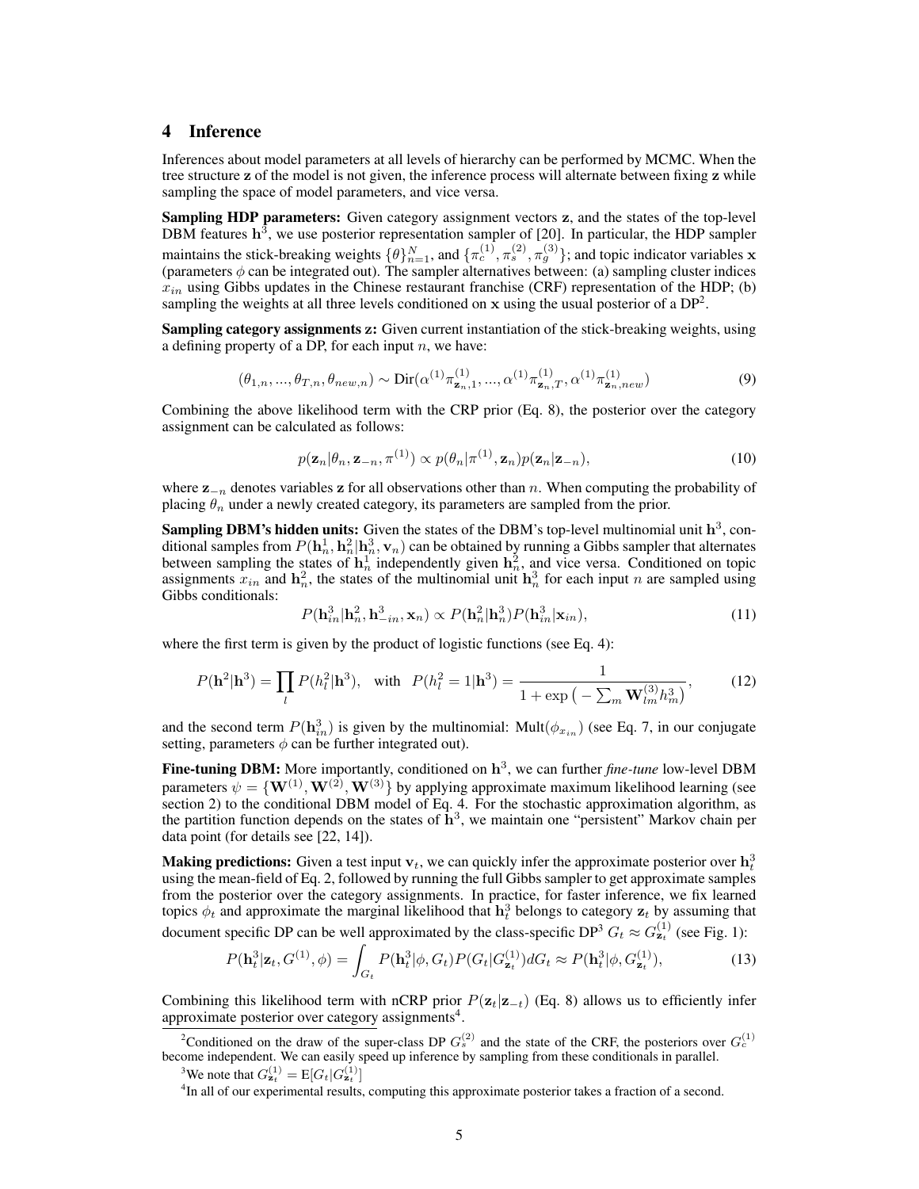## 4 Inference

Inferences about model parameters at all levels of hierarchy can be performed by MCMC. When the tree structure $\mathbf{z}$ of the model is not given, the inference process will alternate between fixing $\mathbf{z}$ while sampling the space of model parameters, and vice versa.

**Sampling HDP parameters:** Given category assignment vectors $\mathbf{z}$, and the states of the top-level DBM features $\mathbf{h}^3$, we use posterior representation sampler of [20]. In particular, the HDP sampler maintains the stick-breaking weights $\{\theta\}_{n=1}^{N}$, and $\{\pi_c^{(1)}, \pi_s^{(2)}, \pi_g^{(3)}\}$; and topic indicator variables $\mathbf{x}$ (parameters $\phi$ can be integrated out). The sampler alternatives between: (a) sampling cluster indices $x_{in}$ using Gibbs updates in the Chinese restaurant franchise (CRF) representation of the HDP; (b) sampling the weights at all three levels conditioned on $\mathbf{x}$ using the usual posterior of a DP[2].

**Sampling category assignments z:** Given current instantiation of the stick-breaking weights, using a defining property of a DP, for each input $n$, we have:

$$(\theta_{1,n}, ..., \theta_{T,n}, \theta_{new,n}) \sim \text{Dir}(\alpha^{(1)}\pi^{(1)}_{\mathbf{z}_n,1}, ..., \alpha^{(1)}\pi^{(1)}_{\mathbf{z}_n,T}, \alpha^{(1)}\pi^{(1)}_{\mathbf{z}_n,new}) \tag{9}$$

Combining the above likelihood term with the CRP prior (Eq. 8), the posterior over the category assignment can be calculated as follows:

$$p(\mathbf{z}_n|\theta_n, \mathbf{z}_{-n}, \pi^{(1)}) \propto p(\theta_n|\pi^{(1)}, \mathbf{z}_n)p(\mathbf{z}_n|\mathbf{z}_{-n}), \tag{10}$$

where $\mathbf{z}_{-n}$ denotes variables $\mathbf{z}$ for all observations other than $n$. When computing the probability of placing $\theta_n$ under a newly created category, its parameters are sampled from the prior.

**Sampling DBM's hidden units:** Given the states of the DBM's top-level multinomial unit $\mathbf{h}^3$, conditional samples from $P(\mathbf{h}_n^1, \mathbf{h}_n^2|\mathbf{h}_n^3, \mathbf{v}_n)$ can be obtained by running a Gibbs sampler that alternates between sampling the states of $\mathbf{h}_n^1$ independently given $\mathbf{h}_n^2$, and vice versa. Conditioned on topic assignments $x_{in}$ and $\mathbf{h}_n^2$, the states of the multinomial unit $\mathbf{h}_n^3$ for each input $n$ are sampled using Gibbs conditionals:

$$P(\mathbf{h}_{in}^3|\mathbf{h}_n^2, \mathbf{h}_{-in}^3, \mathbf{x}_n) \propto P(\mathbf{h}_n^2|\mathbf{h}_n^3)P(\mathbf{h}_{in}^3|\mathbf{x}_{in}), \tag{11}$$

where the first term is given by the product of logistic functions (see Eq. 4):

$$P(\mathbf{h}^2|\mathbf{h}^3) = \prod_l P(h_l^2|\mathbf{h}^3), \quad \text{with} \quad P(h_l^2 = 1|\mathbf{h}^3) = \frac{1}{1 + \exp\big(-\sum_m \mathbf{W}_{lm}^{(3)} h_m^3\big)}, \tag{12}$$

and the second term $P(\mathbf{h}_{in}^3)$ is given by the multinomial: $\text{Mult}(\phi_{x_{in}})$ (see Eq. 7, in our conjugate setting, parameters $\phi$ can be further integrated out).

**Fine-tuning DBM:** More importantly, conditioned on $\mathbf{h}^3$, we can further *fine-tune* low-level DBM parameters $\psi = \{\mathbf{W}^{(1)}, \mathbf{W}^{(2)}, \mathbf{W}^{(3)}\}$ by applying approximate maximum likelihood learning (see section 2) to the conditional DBM model of Eq. 4. For the stochastic approximation algorithm, as the partition function depends on the states of $\mathbf{h}^3$, we maintain one "persistent" Markov chain per data point (for details see [22, 14]).

**Making predictions:** Given a test input $\mathbf{v}_t$, we can quickly infer the approximate posterior over $\mathbf{h}_t^3$ using the mean-field of Eq. 2, followed by running the full Gibbs sampler to get approximate samples from the posterior over the category assignments. In practice, for faster inference, we fix learned topics $\phi_t$ and approximate the marginal likelihood that $\mathbf{h}_t^3$ belongs to category $\mathbf{z}_t$ by assuming that document specific DP can be well approximated by the class-specific DP[3] $G_t \approx G_{\mathbf{z}_t}^{(1)}$ (see Fig. 1):

$$P(\mathbf{h}_t^3|\mathbf{z}_t, G^{(1)}, \phi) = \int_{G_t} P(\mathbf{h}_t^3|\phi, G_t)P(G_t|G_{\mathbf{z}_t}^{(1)})dG_t \approx P(\mathbf{h}_t^3|\phi, G_{\mathbf{z}_t}^{(1)}), \tag{13}$$

Combining this likelihood term with nCRP prior $P(\mathbf{z}_t|\mathbf{z}_{-t})$ (Eq. 8) allows us to efficiently infer approximate posterior over category assignments[4].

---

[2] Conditioned on the draw of the super-class DP $G_s^{(2)}$ and the state of the CRF, the posteriors over $G_c^{(1)}$ become independent. We can easily speed up inference by sampling from these conditionals in parallel.

[3] We note that $G_{\mathbf{z}_t}^{(1)} = \text{E}[G_t|G_{\mathbf{z}_t}^{(1)}]$

[4] In all of our experimental results, computing this approximate posterior takes a fraction of a second.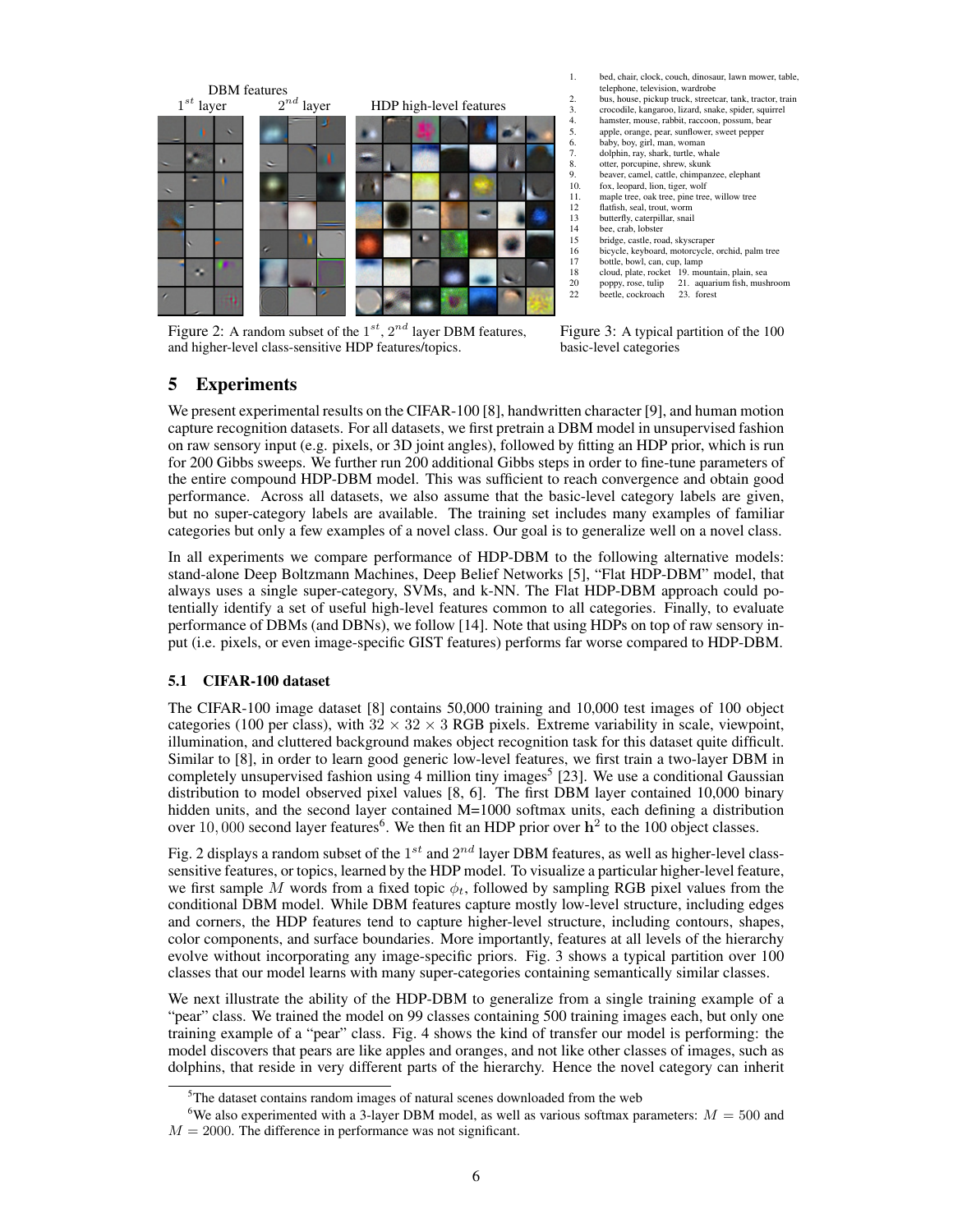DBM features

$1^{st}$ layer $2^{nd}$ layer HDP high-level features

Figure 2: A random subset of the $1^{st}$, $2^{nd}$ layer DBM features, and higher-level class-sensitive HDP features/topics.

1. bed, chair, clock, couch, dinosaur, lawn mower, table, telephone, television, wardrobe
2. bus, house, pickup truck, streetcar, tank, tractor, train
3. crocodile, kangaroo, lizard, snake, spider, squirrel
4. hamster, mouse, rabbit, raccoon, possum, bear
5. apple, orange, pear, sunflower, sweet pepper
6. baby, boy, girl, man, woman
7. dolphin, ray, shark, turtle, whale
8. otter, porcupine, shrew, skunk
9. beaver, camel, cattle, chimpanzee, elephant
10. fox, leopard, lion, tiger, wolf
11. maple tree, oak tree, pine tree, willow tree
12. flatfish, seal, trout, worm
13. butterfly, caterpillar, snail
14. bee, crab, lobster
15. bridge, castle, road, skyscraper
16. bicycle, keyboard, motorcycle, orchid, palm tree
17. bottle, bowl, can, cup, lamp
18. cloud, plate, rocket
19. mountain, plain, sea
20. poppy, rose, tulip
21. aquarium fish, mushroom
22. beetle, cockroach
23. forest

Figure 3: A typical partition of the 100 basic-level categories

## 5 Experiments

We present experimental results on the CIFAR-100 [8], handwritten character [9], and human motion capture recognition datasets. For all datasets, we first pretrain a DBM model in unsupervised fashion on raw sensory input (e.g. pixels, or 3D joint angles), followed by fitting an HDP prior, which is run for 200 Gibbs sweeps. We further run 200 additional Gibbs steps in order to fine-tune parameters of the entire compound HDP-DBM model. This was sufficient to reach convergence and obtain good performance. Across all datasets, we also assume that the basic-level category labels are given, but no super-category labels are available. The training set includes many examples of familiar categories but only a few examples of a novel class. Our goal is to generalize well on a novel class.

In all experiments we compare performance of HDP-DBM to the following alternative models: stand-alone Deep Boltzmann Machines, Deep Belief Networks [5], "Flat HDP-DBM" model, that always uses a single super-category, SVMs, and k-NN. The Flat HDP-DBM approach could potentially identify a set of useful high-level features common to all categories. Finally, to evaluate performance of DBMs (and DBNs), we follow [14]. Note that using HDPs on top of raw sensory input (i.e. pixels, or even image-specific GIST features) performs far worse compared to HDP-DBM.

### 5.1 CIFAR-100 dataset

The CIFAR-100 image dataset [8] contains 50,000 training and 10,000 test images of 100 object categories (100 per class), with $32 \times 32 \times 3$ RGB pixels. Extreme variability in scale, viewpoint, illumination, and cluttered background makes object recognition task for this dataset quite difficult. Similar to [8], in order to learn good generic low-level features, we first train a two-layer DBM in completely unsupervised fashion using 4 million tiny images[5] [23]. We use a conditional Gaussian distribution to model observed pixel values [8, 6]. The first DBM layer contained 10,000 binary hidden units, and the second layer contained M=1000 softmax units, each defining a distribution over $10,000$ second layer features[6]. We then fit an HDP prior over $\mathbf{h}^2$ to the 100 object classes.

Fig. 2 displays a random subset of the $1^{st}$ and $2^{nd}$ layer DBM features, as well as higher-level class-sensitive features, or topics, learned by the HDP model. To visualize a particular higher-level feature, we first sample $M$ words from a fixed topic $\phi_t$, followed by sampling RGB pixel values from the conditional DBM model. While DBM features capture mostly low-level structure, including edges and corners, the HDP features tend to capture higher-level structure, including contours, shapes, color components, and surface boundaries. More importantly, features at all levels of the hierarchy evolve without incorporating any image-specific priors. Fig. 3 shows a typical partition over 100 classes that our model learns with many super-categories containing semantically similar classes.

We next illustrate the ability of the HDP-DBM to generalize from a single training example of a "pear" class. We trained the model on 99 classes containing 500 training images each, but only one training example of a "pear" class. Fig. 4 shows the kind of transfer our model is performing: the model discovers that pears are like apples and oranges, and not like other classes of images, such as dolphins, that reside in very different parts of the hierarchy. Hence the novel category can inherit

[5] The dataset contains random images of natural scenes downloaded from the web

[6] We also experimented with a 3-layer DBM model, as well as various softmax parameters: $M = 500$ and $M = 2000$. The difference in performance was not significant.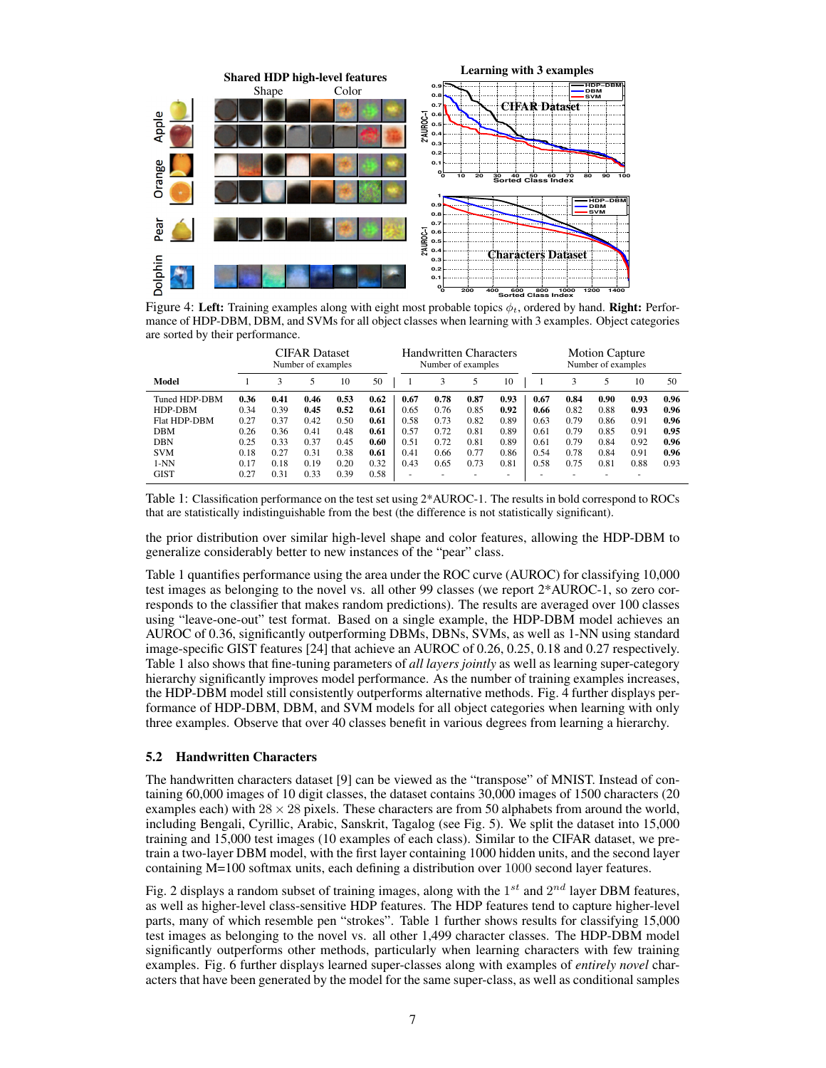Figure 4: **Left:** Training examples along with eight most probable topics $\phi_t$, ordered by hand. **Right:** Performance of HDP-DBM, DBM, and SVMs for all object classes when learning with 3 examples. Object categories are sorted by their performance.

| Model | CIFAR Dataset Number of examples | | | | | Handwritten Characters Number of examples | | | | Motion Capture Number of examples | | | | |
|---|---|---|---|---|---|---|---|---|---|---|---|---|---|---|
| | 1 | 3 | 5 | 10 | 50 | 1 | 3 | 5 | 10 | 1 | 3 | 5 | 10 | 50 |
| Tuned HDP-DBM | **0.36** | **0.41** | **0.46** | **0.53** | **0.62** | **0.67** | **0.78** | **0.87** | **0.93** | **0.67** | **0.84** | **0.90** | **0.93** | **0.96** |
| HDP-DBM | 0.34 | 0.39 | **0.45** | **0.52** | **0.61** | 0.65 | 0.76 | 0.85 | **0.92** | **0.66** | 0.82 | 0.88 | **0.93** | **0.96** |
| Flat HDP-DBM | 0.27 | 0.37 | 0.42 | 0.50 | **0.61** | 0.58 | 0.73 | 0.82 | 0.89 | 0.63 | 0.79 | 0.86 | 0.91 | **0.96** |
| DBM | 0.26 | 0.36 | 0.41 | 0.48 | **0.61** | 0.57 | 0.72 | 0.81 | 0.89 | 0.61 | 0.79 | 0.85 | 0.91 | **0.95** |
| DBN | 0.25 | 0.33 | 0.37 | 0.45 | **0.60** | 0.51 | 0.72 | 0.81 | 0.89 | 0.61 | 0.79 | 0.84 | 0.92 | **0.96** |
| SVM | 0.18 | 0.27 | 0.31 | 0.38 | **0.61** | 0.41 | 0.66 | 0.77 | 0.86 | 0.54 | 0.78 | 0.84 | 0.91 | **0.96** |
| 1-NN | 0.17 | 0.18 | 0.19 | 0.20 | 0.32 | 0.43 | 0.65 | 0.73 | 0.81 | 0.58 | 0.75 | 0.81 | 0.88 | 0.93 |
| GIST | 0.27 | 0.31 | 0.33 | 0.39 | 0.58 | - | - | - | - | - | - | - | - | - |

Table 1: Classification performance on the test set using 2*AUROC-1. The results in bold correspond to ROCs that are statistically indistinguishable from the best (the difference is not statistically significant).

the prior distribution over similar high-level shape and color features, allowing the HDP-DBM to generalize considerably better to new instances of the "pear" class.

Table 1 quantifies performance using the area under the ROC curve (AUROC) for classifying 10,000 test images as belonging to the novel vs. all other 99 classes (we report 2*AUROC-1, so zero corresponds to the classifier that makes random predictions). The results are averaged over 100 classes using "leave-one-out" test format. Based on a single example, the HDP-DBM model achieves an AUROC of 0.36, significantly outperforming DBMs, DBNs, SVMs, as well as 1-NN using standard image-specific GIST features [24] that achieve an AUROC of 0.26, 0.25, 0.18 and 0.27 respectively. Table 1 also shows that fine-tuning parameters of *all layers jointly* as well as learning super-category hierarchy significantly improves model performance. As the number of training examples increases, the HDP-DBM model still consistently outperforms alternative methods. Fig. 4 further displays performance of HDP-DBM, DBM, and SVM models for all object categories when learning with only three examples. Observe that over 40 classes benefit in various degrees from learning a hierarchy.

### 5.2 Handwritten Characters

The handwritten characters dataset [9] can be viewed as the "transpose" of MNIST. Instead of containing 60,000 images of 10 digit classes, the dataset contains 30,000 images of 1500 characters (20 examples each) with $28 \times 28$ pixels. These characters are from 50 alphabets from around the world, including Bengali, Cyrillic, Arabic, Sanskrit, Tagalog (see Fig. 5). We split the dataset into 15,000 training and 15,000 test images (10 examples of each class). Similar to the CIFAR dataset, we pre-train a two-layer DBM model, with the first layer containing 1000 hidden units, and the second layer containing M=100 softmax units, each defining a distribution over 1000 second layer features.

Fig. 2 displays a random subset of training images, along with the $1^{st}$ and $2^{nd}$ layer DBM features, as well as higher-level class-sensitive HDP features. The HDP features tend to capture higher-level parts, many of which resemble pen "strokes". Table 1 further shows results for classifying 15,000 test images as belonging to the novel vs. all other 1,499 character classes. The HDP-DBM model significantly outperforms other methods, particularly when learning characters with few training examples. Fig. 6 further displays learned super-classes along with examples of *entirely novel* characters that have been generated by the model for the same super-class, as well as conditional samples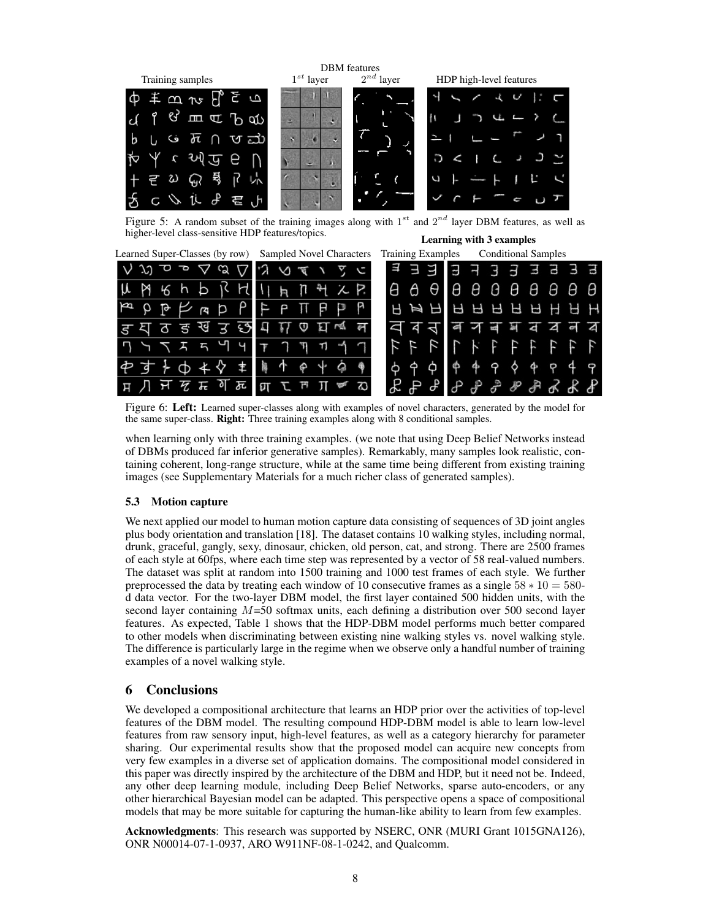Figure 5: A random subset of the training images along with $1^{st}$ and $2^{nd}$ layer DBM features, as well as higher-level class-sensitive HDP features/topics.

Figure 6: **Left:** Learned super-classes along with examples of novel characters, generated by the model for the same super-class. **Right:** Three training examples along with 8 conditional samples.

when learning only with three training examples. (we note that using Deep Belief Networks instead of DBMs produced far inferior generative samples). Remarkably, many samples look realistic, containing coherent, long-range structure, while at the same time being different from existing training images (see Supplementary Materials for a much richer class of generated samples).

### 5.3 Motion capture

We next applied our model to human motion capture data consisting of sequences of 3D joint angles plus body orientation and translation [18]. The dataset contains 10 walking styles, including normal, drunk, graceful, gangly, sexy, dinosaur, chicken, old person, cat, and strong. There are 2500 frames of each style at 60fps, where each time step was represented by a vector of 58 real-valued numbers. The dataset was split at random into 1500 training and 1000 test frames of each style. We further preprocessed the data by treating each window of 10 consecutive frames as a single $58 * 10 = 580$-d data vector. For the two-layer DBM model, the first layer contained 500 hidden units, with the second layer containing $M$=50 softmax units, each defining a distribution over 500 second layer features. As expected, Table 1 shows that the HDP-DBM model performs much better compared to other models when discriminating between existing nine walking styles vs. novel walking style. The difference is particularly large in the regime when we observe only a handful number of training examples of a novel walking style.

## 6 Conclusions

We developed a compositional architecture that learns an HDP prior over the activities of top-level features of the DBM model. The resulting compound HDP-DBM model is able to learn low-level features from raw sensory input, high-level features, as well as a category hierarchy for parameter sharing. Our experimental results show that the proposed model can acquire new concepts from very few examples in a diverse set of application domains. The compositional model considered in this paper was directly inspired by the architecture of the DBM and HDP, but it need not be. Indeed, any other deep learning module, including Deep Belief Networks, sparse auto-encoders, or any other hierarchical Bayesian model can be adapted. This perspective opens a space of compositional models that may be more suitable for capturing the human-like ability to learn from few examples.

**Acknowledgments**: This research was supported by NSERC, ONR (MURI Grant 1015GNA126), ONR N00014-07-1-0937, ARO W911NF-08-1-0242, and Qualcomm.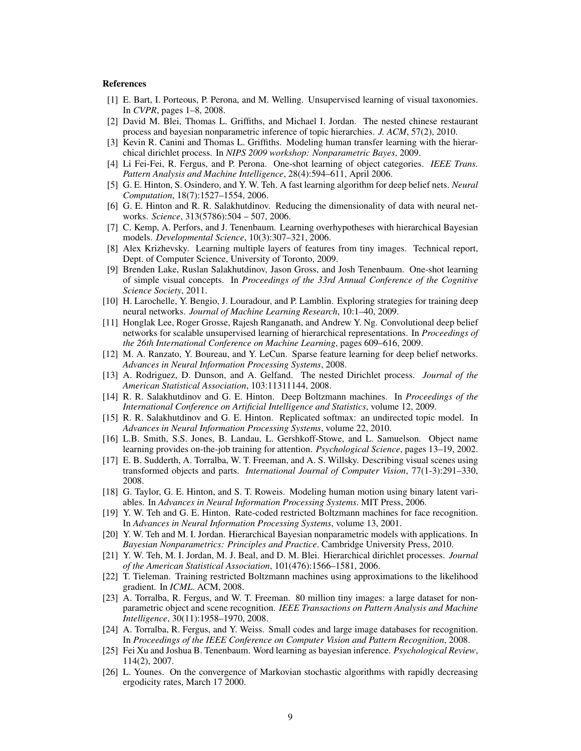### References

[1] E. Bart, I. Porteous, P. Perona, and M. Welling. Unsupervised learning of visual taxonomies. In *CVPR*, pages 1–8, 2008.

[2] David M. Blei, Thomas L. Griffiths, and Michael I. Jordan. The nested chinese restaurant process and bayesian nonparametric inference of topic hierarchies. *J. ACM*, 57(2), 2010.

[3] Kevin R. Canini and Thomas L. Griffiths. Modeling human transfer learning with the hierarchical dirichlet process. In *NIPS 2009 workshop: Nonparametric Bayes*, 2009.

[4] Li Fei-Fei, R. Fergus, and P. Perona. One-shot learning of object categories. *IEEE Trans. Pattern Analysis and Machine Intelligence*, 28(4):594–611, April 2006.

[5] G. E. Hinton, S. Osindero, and Y. W. Teh. A fast learning algorithm for deep belief nets. *Neural Computation*, 18(7):1527–1554, 2006.

[6] G. E. Hinton and R. R. Salakhutdinov. Reducing the dimensionality of data with neural networks. *Science*, 313(5786):504 – 507, 2006.

[7] C. Kemp, A. Perfors, and J. Tenenbaum. Learning overhypotheses with hierarchical Bayesian models. *Developmental Science*, 10(3):307–321, 2006.

[8] Alex Krizhevsky. Learning multiple layers of features from tiny images. Technical report, Dept. of Computer Science, University of Toronto, 2009.

[9] Brenden Lake, Ruslan Salakhutdinov, Jason Gross, and Josh Tenenbaum. One-shot learning of simple visual concepts. In *Proceedings of the 33rd Annual Conference of the Cognitive Science Society*, 2011.

[10] H. Larochelle, Y. Bengio, J. Louradour, and P. Lamblin. Exploring strategies for training deep neural networks. *Journal of Machine Learning Research*, 10:1–40, 2009.

[11] Honglak Lee, Roger Grosse, Rajesh Ranganath, and Andrew Y. Ng. Convolutional deep belief networks for scalable unsupervised learning of hierarchical representations. In *Proceedings of the 26th International Conference on Machine Learning*, pages 609–616, 2009.

[12] M. A. Ranzato, Y. Boureau, and Y. LeCun. Sparse feature learning for deep belief networks. *Advances in Neural Information Processing Systems*, 2008.

[13] A. Rodriguez, D. Dunson, and A. Gelfand. The nested Dirichlet process. *Journal of the American Statistical Association*, 103:11311144, 2008.

[14] R. R. Salakhutdinov and G. E. Hinton. Deep Boltzmann machines. In *Proceedings of the International Conference on Artificial Intelligence and Statistics*, volume 12, 2009.

[15] R. R. Salakhutdinov and G. E. Hinton. Replicated softmax: an undirected topic model. In *Advances in Neural Information Processing Systems*, volume 22, 2010.

[16] L.B. Smith, S.S. Jones, B. Landau, L. Gershkoff-Stowe, and L. Samuelson. Object name learning provides on-the-job training for attention. *Psychological Science*, pages 13–19, 2002.

[17] E. B. Sudderth, A. Torralba, W. T. Freeman, and A. S. Willsky. Describing visual scenes using transformed objects and parts. *International Journal of Computer Vision*, 77(1-3):291–330, 2008.

[18] G. Taylor, G. E. Hinton, and S. T. Roweis. Modeling human motion using binary latent variables. In *Advances in Neural Information Processing Systems*. MIT Press, 2006.

[19] Y. W. Teh and G. E. Hinton. Rate-coded restricted Boltzmann machines for face recognition. In *Advances in Neural Information Processing Systems*, volume 13, 2001.

[20] Y. W. Teh and M. I. Jordan. Hierarchical Bayesian nonparametric models with applications. In *Bayesian Nonparametrics: Principles and Practice*. Cambridge University Press, 2010.

[21] Y. W. Teh, M. I. Jordan, M. J. Beal, and D. M. Blei. Hierarchical dirichlet processes. *Journal of the American Statistical Association*, 101(476):1566–1581, 2006.

[22] T. Tieleman. Training restricted Boltzmann machines using approximations to the likelihood gradient. In *ICML*. ACM, 2008.

[23] A. Torralba, R. Fergus, and W. T. Freeman. 80 million tiny images: a large dataset for non-parametric object and scene recognition. *IEEE Transactions on Pattern Analysis and Machine Intelligence*, 30(11):1958–1970, 2008.

[24] A. Torralba, R. Fergus, and Y. Weiss. Small codes and large image databases for recognition. In *Proceedings of the IEEE Conference on Computer Vision and Pattern Recognition*, 2008.

[25] Fei Xu and Joshua B. Tenenbaum. Word learning as bayesian inference. *Psychological Review*, 114(2), 2007.

[26] L. Younes. On the convergence of Markovian stochastic algorithms with rapidly decreasing ergodicity rates, March 17 2000.